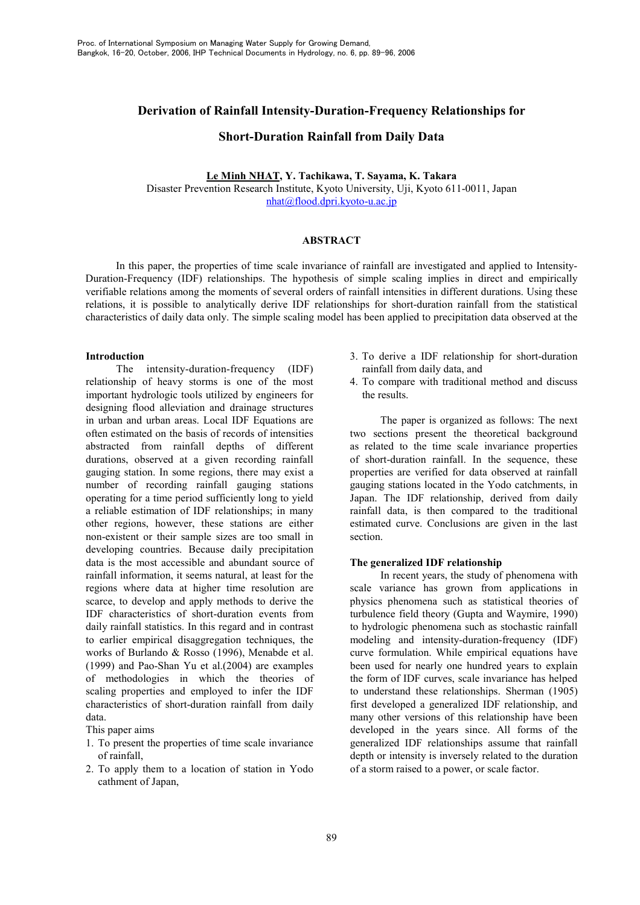# Derivation of Rainfall Intensity-Duration-Frequency Relationships for Short-Duration Rainfall from Daily Data

**Le Minh NHAT, Y. Tachikawa, T. Sayama, K. Takara**
Disaster Prevention Research Institute, Kyoto University, Uji, Kyoto 611-0011, Japan
nhat@flood.dpri.kyoto-u.ac.jp

## ABSTRACT

In this paper, the properties of time scale invariance of rainfall are investigated and applied to Intensity-Duration-Frequency (IDF) relationships. The hypothesis of simple scaling implies in direct and empirically verifiable relations among the moments of several orders of rainfall intensities in different durations. Using these relations, it is possible to analytically derive IDF relationships for short-duration rainfall from the statistical characteristics of daily data only. The simple scaling model has been applied to precipitation data observed at the

## Introduction

The intensity-duration-frequency (IDF) relationship of heavy storms is one of the most important hydrologic tools utilized by engineers for designing flood alleviation and drainage structures in urban and urban areas. Local IDF Equations are often estimated on the basis of records of intensities abstracted from rainfall depths of different durations, observed at a given recording rainfall gauging station. In some regions, there may exist a number of recording rainfall gauging stations operating for a time period sufficiently long to yield a reliable estimation of IDF relationships; in many other regions, however, these stations are either non-existent or their sample sizes are too small in developing countries. Because daily precipitation data is the most accessible and abundant source of rainfall information, it seems natural, at least for the regions where data at higher time resolution are scarce, to develop and apply methods to derive the IDF characteristics of short-duration events from daily rainfall statistics. In this regard and in contrast to earlier empirical disaggregation techniques, the works of Burlando & Rosso (1996), Menabde et al. (1999) and Pao-Shan Yu et al.(2004) are examples of methodologies in which the theories of scaling properties and employed to infer the IDF characteristics of short-duration rainfall from daily data.

This paper aims

1. To present the properties of time scale invariance of rainfall,
2. To apply them to a location of station in Yodo cathment of Japan,
3. To derive a IDF relationship for short-duration rainfall from daily data, and
4. To compare with traditional method and discuss the results.

The paper is organized as follows: The next two sections present the theoretical background as related to the time scale invariance properties of short-duration rainfall. In the sequence, these properties are verified for data observed at rainfall gauging stations located in the Yodo catchments, in Japan. The IDF relationship, derived from daily rainfall data, is then compared to the traditional estimated curve. Conclusions are given in the last section.

## The generalized IDF relationship

In recent years, the study of phenomena with scale variance has grown from applications in physics phenomena such as statistical theories of turbulence field theory (Gupta and Waymire, 1990) to hydrologic phenomena such as stochastic rainfall modeling and intensity-duration-frequency (IDF) curve formulation. While empirical equations have been used for nearly one hundred years to explain the form of IDF curves, scale invariance has helped to understand these relationships. Sherman (1905) first developed a generalized IDF relationship, and many other versions of this relationship have been developed in the years since. All forms of the generalized IDF relationships assume that rainfall depth or intensity is inversely related to the duration of a storm raised to a power, or scale factor.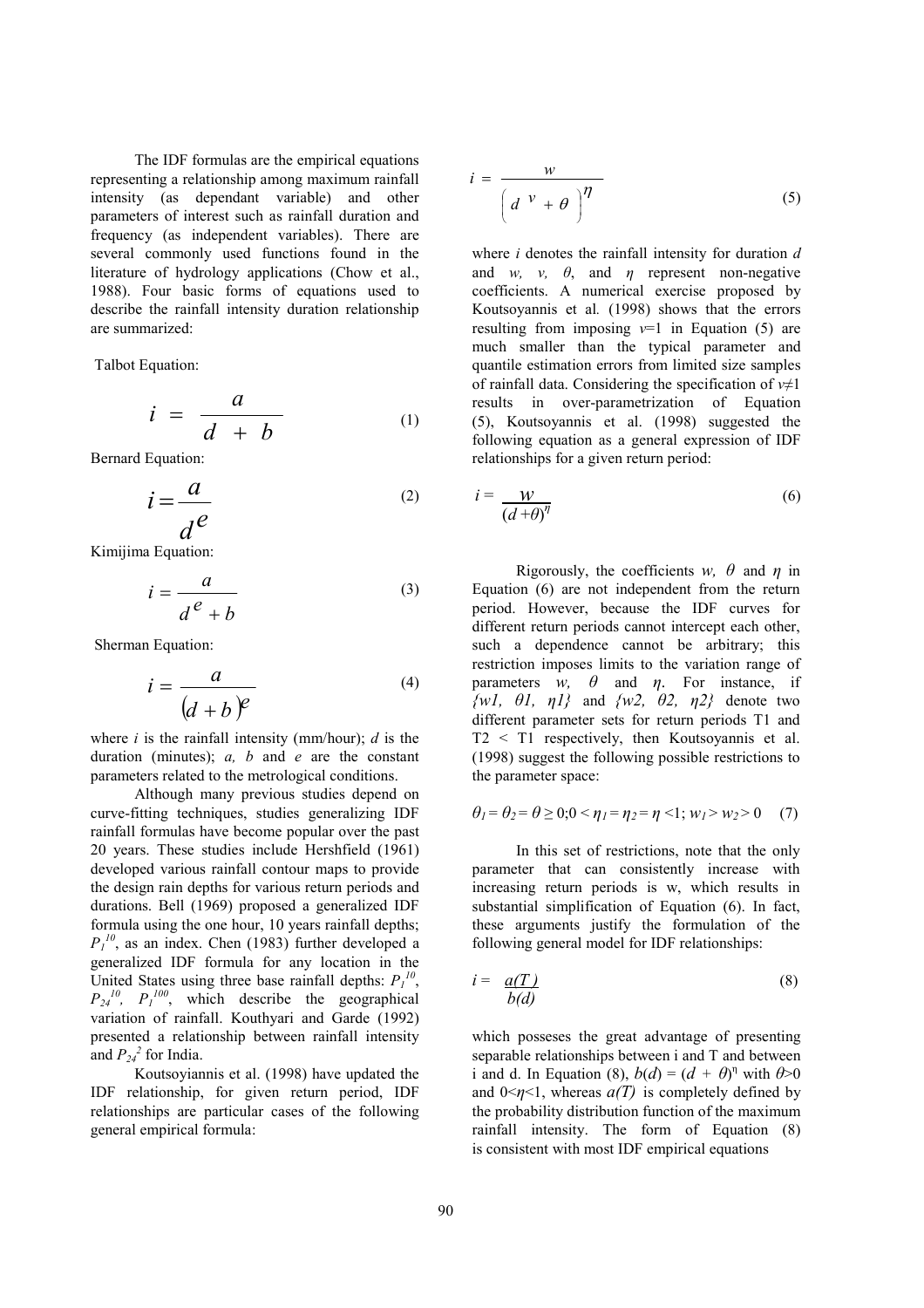The IDF formulas are the empirical equations representing a relationship among maximum rainfall intensity (as dependant variable) and other parameters of interest such as rainfall duration and frequency (as independent variables). There are several commonly used functions found in the literature of hydrology applications (Chow et al., 1988). Four basic forms of equations used to describe the rainfall intensity duration relationship are summarized:

Talbot Equation:

$$i = \frac{a}{d + b} \tag{1}$$

Bernard Equation:

$$i = \frac{a}{d^e} \tag{2}$$

Kimijima Equation:

$$i = \frac{a}{d^e + b} \tag{3}$$

Sherman Equation:

$$i = \frac{a}{(d + b)^e} \tag{4}$$

where $i$ is the rainfall intensity (mm/hour); $d$ is the duration (minutes); $a$, $b$ and $e$ are the constant parameters related to the metrological conditions.

Although many previous studies depend on curve-fitting techniques, studies generalizing IDF rainfall formulas have become popular over the past 20 years. These studies include Hershfield (1961) developed various rainfall contour maps to provide the design rain depths for various return periods and durations. Bell (1969) proposed a generalized IDF formula using the one hour, 10 years rainfall depths; $P_1^{10}$, as an index. Chen (1983) further developed a generalized IDF formula for any location in the United States using three base rainfall depths: $P_1^{10}$, $P_{24}^{10}$, $P_1^{100}$, which describe the geographical variation of rainfall. Kouthyari and Garde (1992) presented a relationship between rainfall intensity and $P_{24}^{2}$ for India.

Koutsoyiannis et al. (1998) have updated the IDF relationship, for given return period, IDF relationships are particular cases of the following general empirical formula:

$$i = \frac{w}{\left(d^{v} + \theta\right)^{\eta}} \tag{5}$$

where $i$ denotes the rainfall intensity for duration $d$ and $w$, $v$, $\theta$, and $\eta$ represent non-negative coefficients. A numerical exercise proposed by Koutsoyannis et al. (1998) shows that the errors resulting from imposing $v$=1 in Equation (5) are much smaller than the typical parameter and quantile estimation errors from limited size samples of rainfall data. Considering the specification of $v \neq 1$ results in over-parametrization of Equation (5), Koutsoyannis et al. (1998) suggested the following equation as a general expression of IDF relationships for a given return period:

$$i = \frac{w}{(d + \theta)^{\eta}} \tag{6}$$

Rigorously, the coefficients $w$, $\theta$ and $\eta$ in Equation (6) are not independent from the return period. However, because the IDF curves for different return periods cannot intercept each other, such a dependence cannot be arbitrary; this restriction imposes limits to the variation range of parameters $w$, $\theta$ and $\eta$. For instance, if $\{w1, \theta1, \eta1\}$ and $\{w2, \theta2, \eta2\}$ denote two different parameter sets for return periods T1 and T2 < T1 respectively, then Koutsoyannis et al. (1998) suggest the following possible restrictions to the parameter space:

$$\theta_1 = \theta_2 = \theta \geq 0; 0 < \eta_1 = \eta_2 = \eta < 1; w_1 > w_2 > 0 \tag{7}$$

In this set of restrictions, note that the only parameter that can consistently increase with increasing return periods is w, which results in substantial simplification of Equation (6). In fact, these arguments justify the formulation of the following general model for IDF relationships:

$$i = \frac{a(T)}{b(d)} \tag{8}$$

which posseses the great advantage of presenting separable relationships between i and T and between i and d. In Equation (8), $b(d) = (d + \theta)^{\eta}$ with $\theta$>0 and 0<$\eta$<1, whereas $a(T)$ is completely defined by the probability distribution function of the maximum rainfall intensity. The form of Equation (8) is consistent with most IDF empirical equations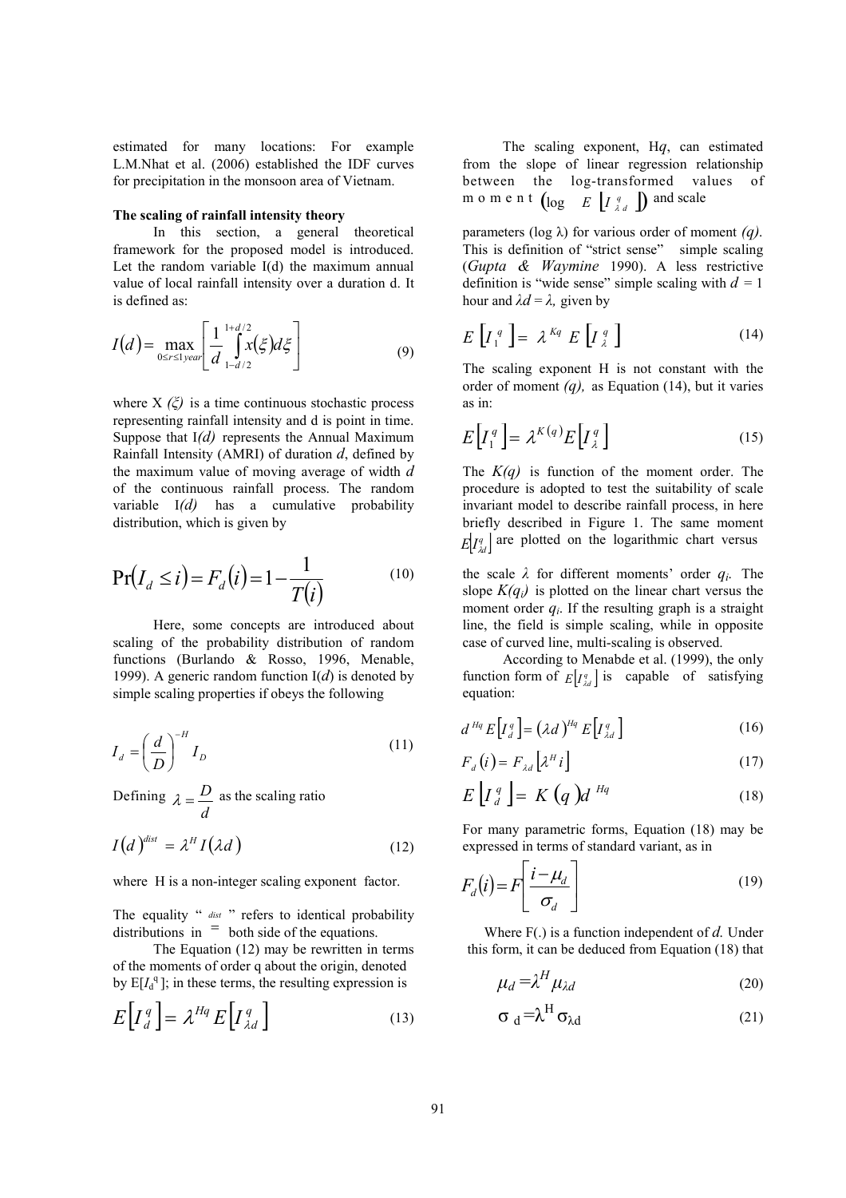estimated for many locations: For example L.M.Nhat et al. (2006) established the IDF curves for precipitation in the monsoon area of Vietnam.

**The scaling of rainfall intensity theory**

In this section, a general theoretical framework for the proposed model is introduced. Let the random variable I(d) the maximum annual value of local rainfall intensity over a duration d. It is defined as:

$$I(d) = \max_{0 \le r \le 1 year}\left[\frac{1}{d}\int_{1-d/2}^{1+d/2} x(\xi)d\xi\right] \tag{9}$$

where X *(ξ)* is a time continuous stochastic process representing rainfall intensity and d is point in time. Suppose that I*(d)* represents the Annual Maximum Rainfall Intensity (AMRI) of duration *d*, defined by the maximum value of moving average of width *d* of the continuous rainfall process. The random variable I*(d)* has a cumulative probability distribution, which is given by

$$\Pr(I_d \le i) = F_d(i) = 1 - \frac{1}{T(i)} \tag{10}$$

Here, some concepts are introduced about scaling of the probability distribution of random functions (Burlando & Rosso, 1996, Menable, 1999). A generic random function I(*d*) is denoted by simple scaling properties if obeys the following

$$I_d = \left(\frac{d}{D}\right)^{-H} I_D \tag{11}$$

Defining $\lambda = \frac{D}{d}$ as the scaling ratio

$$I(d)^{dist} = \lambda^H I(\lambda d) \tag{12}$$

where H is a non-integer scaling exponent factor.

The equality " $\overset{dist}{=}$ " refers to identical probability distributions in both side of the equations.

The Equation (12) may be rewritten in terms of the moments of order q about the origin, denoted by E[$I_d^q$]; in these terms, the resulting expression is

$$E\left[I_d^q\right] = \lambda^{Hq} E\left[I_{\lambda d}^q\right] \tag{13}$$

The scaling exponent, H*q*, can estimated from the slope of linear regression relationship between the log-transformed values of moment $\left(\log \quad E\left[I_{\lambda d}^q\right]\right)$ and scale parameters (log λ) for various order of moment *(q)*. This is definition of "strict sense" simple scaling (*Gupta & Waymine* 1990). A less restrictive definition is "wide sense" simple scaling with $d = 1$ hour and $\lambda d = \lambda$, given by

$$E\left[I_1^q\right] = \lambda^{Kq} E\left[I_\lambda^q\right] \tag{14}$$

The scaling exponent H is not constant with the order of moment *(q),* as Equation (14), but it varies as in:

$$E\left[I_1^q\right] = \lambda^{K(q)} E\left[I_\lambda^q\right] \tag{15}$$

The *K(q)* is function of the moment order. The procedure is adopted to test the suitability of scale invariant model to describe rainfall process, in here briefly described in Figure 1. The same moment $E\left[I_{\lambda d}^q\right]$ are plotted on the logarithmic chart versus the scale *λ* for different moments' order $q_i$. The slope $K(q_i)$ is plotted on the linear chart versus the moment order $q_i$. If the resulting graph is a straight line, the field is simple scaling, while in opposite case of curved line, multi-scaling is observed.

According to Menabde et al. (1999), the only function form of $E\left[I_{\lambda d}^q\right]$ is capable of satisfying equation:

$$d^{Hq} E\left[I_d^q\right] = (\lambda d)^{Hq} E\left[I_{\lambda d}^q\right] \tag{16}$$

$$F_d(i) = F_{\lambda d}\left[\lambda^H i\right] \tag{17}$$

$$E\left[I_d^q\right] = K(q) d^{Hq} \tag{18}$$

For many parametric forms, Equation (18) may be expressed in terms of standard variant, as in

$$F_d(i) = F\left[\frac{i - \mu_d}{\sigma_d}\right] \tag{19}$$

Where F(.) is a function independent of *d.* Under this form, it can be deduced from Equation (18) that

$$\mu_d = \lambda^H \mu_{\lambda d} \tag{20}$$

$$\sigma_d = \lambda^H \sigma_{\lambda d} \tag{21}$$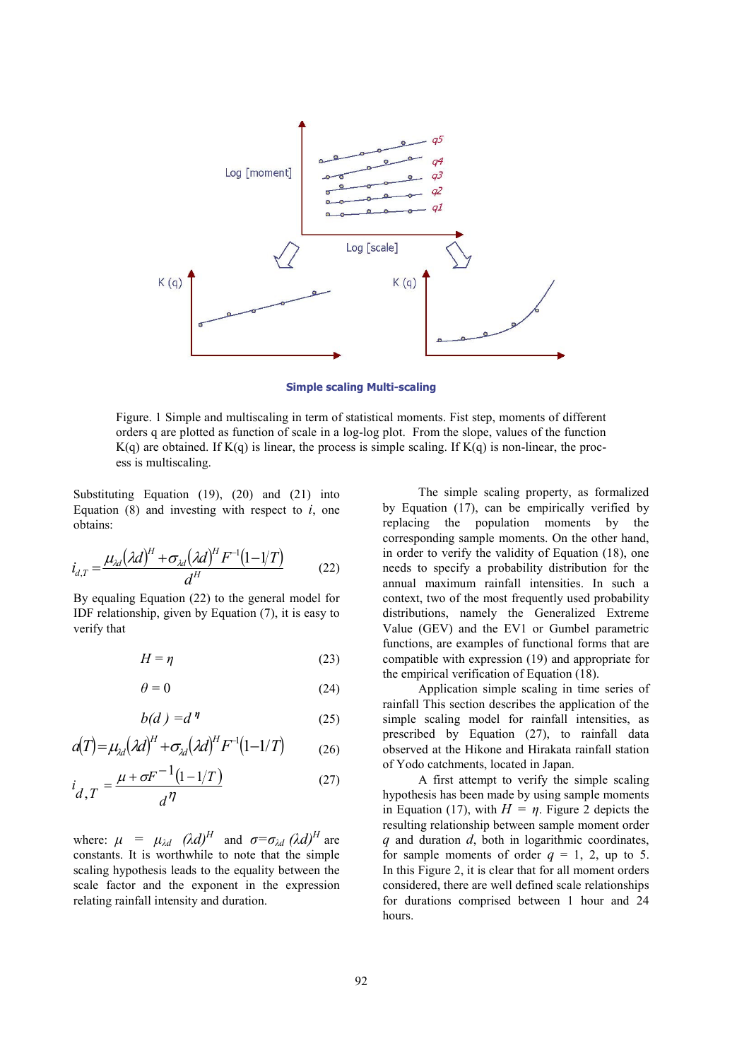Simple scaling Multi-scaling

Figure. 1 Simple and multiscaling in term of statistical moments. Fist step, moments of different orders q are plotted as function of scale in a log-log plot. From the slope, values of the function K(q) are obtained. If K(q) is linear, the process is simple scaling. If K(q) is non-linear, the process is multiscaling.

Substituting Equation (19), (20) and (21) into Equation (8) and investing with respect to $i$, one obtains:

$$i_{d,T} = \frac{\mu_{\lambda d}(\lambda d)^H + \sigma_{\lambda d}(\lambda d)^H F^{-1}(1-1/T)}{d^H} \tag{22}$$

By equaling Equation (22) to the general model for IDF relationship, given by Equation (7), it is easy to verify that

$$H = \eta \tag{23}$$

$$\theta = 0 \tag{24}$$

$$b(d) = d^{\eta} \tag{25}$$

$$a(T) = \mu_{\lambda d}(\lambda d)^H + \sigma_{\lambda d}(\lambda d)^H F^{-1}(1-1/T) \tag{26}$$

$$i_{d,T} = \frac{\mu + \sigma F^{-1}(1-1/T)}{d^{\eta}} \tag{27}$$

where: $\mu = \mu_{\lambda d}\ (\lambda d)^H$ and $\sigma = \sigma_{\lambda d}\ (\lambda d)^H$ are constants. It is worthwhile to note that the simple scaling hypothesis leads to the equality between the scale factor and the exponent in the expression relating rainfall intensity and duration.

The simple scaling property, as formalized by Equation (17), can be empirically verified by replacing the population moments by the corresponding sample moments. On the other hand, in order to verify the validity of Equation (18), one needs to specify a probability distribution for the annual maximum rainfall intensities. In such a context, two of the most frequently used probability distributions, namely the Generalized Extreme Value (GEV) and the EV1 or Gumbel parametric functions, are examples of functional forms that are compatible with expression (19) and appropriate for the empirical verification of Equation (18).

Application simple scaling in time series of rainfall This section describes the application of the simple scaling model for rainfall intensities, as prescribed by Equation (27), to rainfall data observed at the Hikone and Hirakata rainfall station of Yodo catchments, located in Japan.

A first attempt to verify the simple scaling hypothesis has been made by using sample moments in Equation (17), with $H = \eta$. Figure 2 depicts the resulting relationship between sample moment order $q$ and duration $d$, both in logarithmic coordinates, for sample moments of order $q = 1, 2,$ up to 5. In this Figure 2, it is clear that for all moment orders considered, there are well defined scale relationships for durations comprised between 1 hour and 24 hours.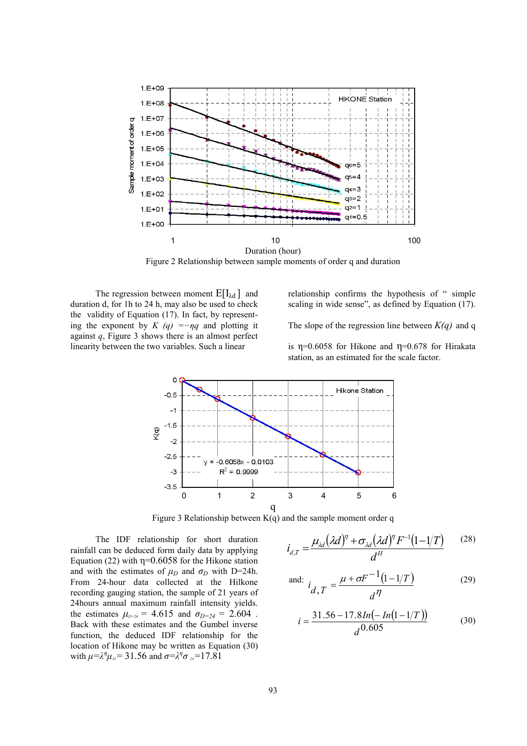Figure 2 Relationship between sample moments of order q and duration

The regression between moment $E[I_{\lambda d}]$ and duration d, for 1h to 24 h, may also be used to check the validity of Equation (17). In fact, by representing the exponent by $K(q) = -\eta q$ and plotting it against $q$, Figure 3 shows there is an almost perfect linearity between the two variables. Such a linear relationship confirms the hypothesis of " simple scaling in wide sense", as defined by Equation (17).

The slope of the regression line between $K(q)$ and q is $\eta$=0.6058 for Hikone and $\eta$=0.678 for Hirakata station, as an estimated for the scale factor.

Figure 3 Relationship between K(q) and the sample moment order q

The IDF relationship for short duration rainfall can be deduced form daily data by applying Equation (22) with $\eta$=0.6058 for the Hikone station and with the estimates of $\mu_D$ and $\sigma_D$ with D=24h. From 24-hour data collected at the Hilkone recording gauging station, the sample of 21 years of 24hours annual maximum rainfall intensity yields. the estimates $\mu_{D=24}$ = 4.615 and $\sigma_{D=24}$ = 2.604 . Back with these estimates and the Gumbel inverse function, the deduced IDF relationship for the location of Hikone may be written as Equation (30) with $\mu=\lambda^{\eta}\mu_{24}$= 31.56 and $\sigma=\lambda^{\eta}\sigma_{24}$=17.81

$$i_{d,T} = \frac{\mu_{\lambda d}(\lambda d)^{\eta} + \sigma_{\lambda d}(\lambda d)^{\eta} F^{-1}(1-1/T)}{d^{H}} \tag{28}$$

and:

$$i_{d,T} = \frac{\mu + \sigma F^{-1}(1-1/T)}{d^{\eta}} \tag{29}$$

$$i = \frac{31.56 - 17.8 In(-In(1-1/T))}{d^{0.605}} \tag{30}$$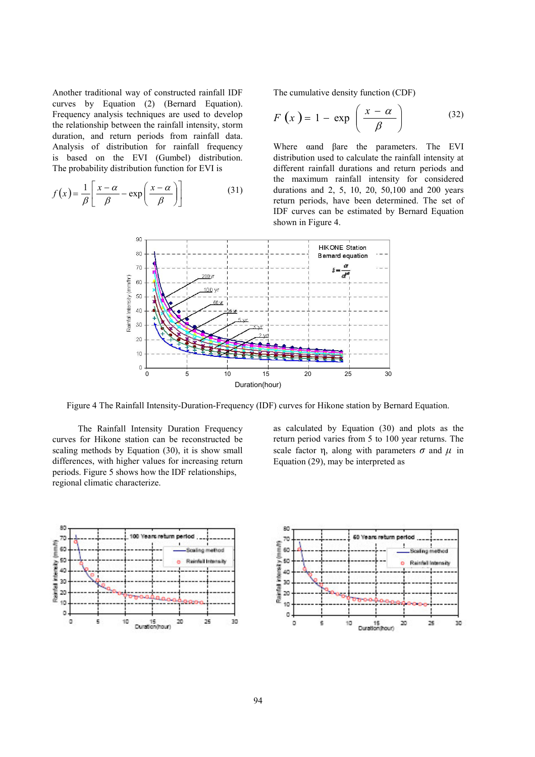Another traditional way of constructed rainfall IDF curves by Equation (2) (Bernard Equation). Frequency analysis techniques are used to develop the relationship between the rainfall intensity, storm duration, and return periods from rainfall data. Analysis of distribution for rainfall frequency is based on the EVI (Gumbel) distribution. The probability distribution function for EVI is

$$f(x) = \frac{1}{\beta}\left[\frac{x-\alpha}{\beta} - \exp\left(\frac{x-\alpha}{\beta}\right)\right] \qquad (31)$$

The cumulative density function (CDF)

$$F(x) = 1 - \exp\left(\frac{x-\alpha}{\beta}\right) \qquad (32)$$

Where $\alpha$ and $\beta$ are the parameters. The EVI distribution used to calculate the rainfall intensity at different rainfall durations and return periods and the maximum rainfall intensity for considered durations and 2, 5, 10, 20, 50,100 and 200 years return periods, have been determined. The set of IDF curves can be estimated by Bernard Equation shown in Figure 4.

Figure 4 The Rainfall Intensity-Duration-Frequency (IDF) curves for Hikone station by Bernard Equation.

The Rainfall Intensity Duration Frequency curves for Hikone station can be reconstructed be scaling methods by Equation (30), it is show small differences, with higher values for increasing return periods. Figure 5 shows how the IDF relationships, regional climatic characterize.

as calculated by Equation (30) and plots as the return period varies from 5 to 100 year returns. The scale factor $\eta$, along with parameters $\sigma$ and $\mu$ in Equation (29), may be interpreted as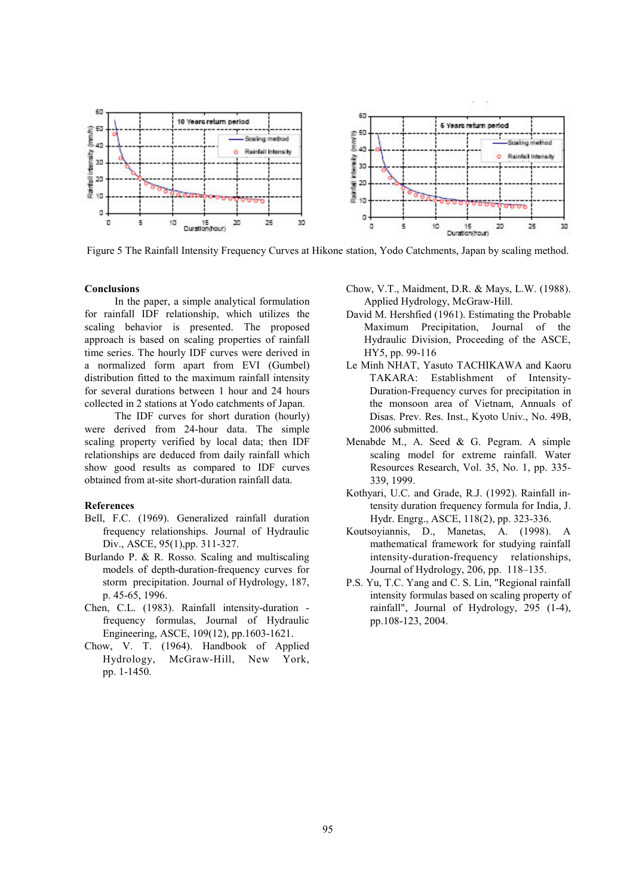10 Years return period

Scaling method

Rainfall Intensity

Rainfall intensity (mm/h)

60
50
40
30
20
10
0

0 5 10 15 20 25 30

Duration(hour)

5 Years return period

Scaling method

Rainfall Intensity

Rainfall intensity (mm/h)

60
50
40
30
20
10
0

0 5 10 15 20 25 30

Duration(hour)

Figure 5 The Rainfall Intensity Frequency Curves at Hikone station, Yodo Catchments, Japan by scaling method.

## Conclusions

In the paper, a simple analytical formulation for rainfall IDF relationship, which utilizes the scaling behavior is presented. The proposed approach is based on scaling properties of rainfall time series. The hourly IDF curves were derived in a normalized form apart from EVI (Gumbel) distribution fitted to the maximum rainfall intensity for several durations between 1 hour and 24 hours collected in 2 stations at Yodo catchments of Japan.

The IDF curves for short duration (hourly) were derived from 24-hour data. The simple scaling property verified by local data; then IDF relationships are deduced from daily rainfall which show good results as compared to IDF curves obtained from at-site short-duration rainfall data.

## References

Bell, F.C. (1969). Generalized rainfall duration frequency relationships. Journal of Hydraulic Div., ASCE, 95(1),pp. 311-327.

Burlando P. & R. Rosso. Scaling and multiscaling models of depth-duration-frequency curves for storm precipitation. Journal of Hydrology, 187, p. 45-65, 1996.

Chen, C.L. (1983). Rainfall intensity-duration - frequency formulas, Journal of Hydraulic Engineering, ASCE, 109(12), pp.1603-1621.

Chow, V. T. (1964). Handbook of Applied Hydrology, McGraw-Hill, New York, pp. 1-1450.

Chow, V.T., Maidment, D.R. & Mays, L.W. (1988). Applied Hydrology, McGraw-Hill.

David M. Hershfied (1961). Estimating the Probable Maximum Precipitation, Journal of the Hydraulic Division, Proceeding of the ASCE, HY5, pp. 99-116

Le Minh NHAT, Yasuto TACHIKAWA and Kaoru TAKARA: Establishment of Intensity-Duration-Frequency curves for precipitation in the monsoon area of Vietnam, Annuals of Disas. Prev. Res. Inst., Kyoto Univ., No. 49B, 2006 submitted.

Menabde M., A. Seed & G. Pegram. A simple scaling model for extreme rainfall. Water Resources Research, Vol. 35, No. 1, pp. 335-339, 1999.

Kothyari, U.C. and Grade, R.J. (1992). Rainfall intensity duration frequency formula for India, J. Hydr. Engrg., ASCE, 118(2), pp. 323-336.

Koutsoyiannis, D., Manetas, A. (1998). A mathematical framework for studying rainfall intensity-duration-frequency relationships, Journal of Hydrology, 206, pp. 118–135.

P.S. Yu, T.C. Yang and C. S. Lin, "Regional rainfall intensity formulas based on scaling property of rainfall", Journal of Hydrology, 295 (1-4), pp.108-123, 2004.